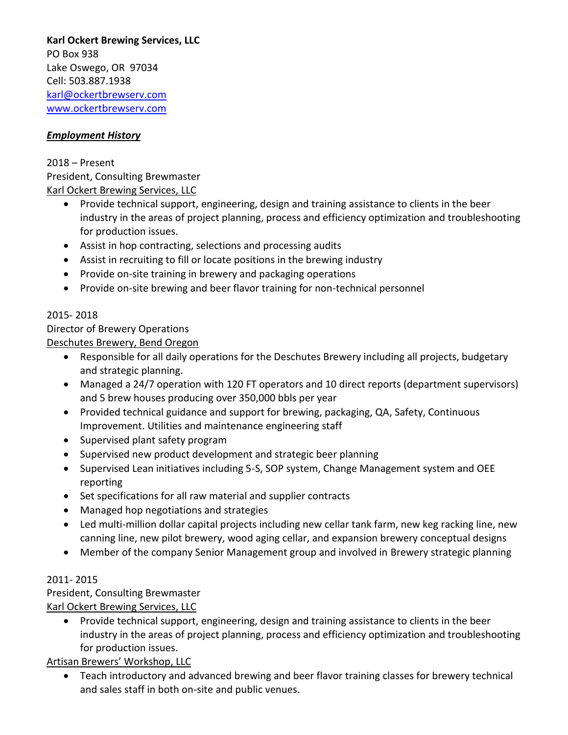**Karl Ockert Brewing Services, LLC**
PO Box 938
Lake Oswego, OR 97034
Cell: 503.887.1938
karl@ockertbrewserv.com
www.ockertbrewserv.com

## ***Employment History***

2018 – Present
President, Consulting Brewmaster
Karl Ockert Brewing Services, LLC

- Provide technical support, engineering, design and training assistance to clients in the beer industry in the areas of project planning, process and efficiency optimization and troubleshooting for production issues.
- Assist in hop contracting, selections and processing audits
- Assist in recruiting to fill or locate positions in the brewing industry
- Provide on-site training in brewery and packaging operations
- Provide on-site brewing and beer flavor training for non-technical personnel

2015- 2018
Director of Brewery Operations
Deschutes Brewery, Bend Oregon

- Responsible for all daily operations for the Deschutes Brewery including all projects, budgetary and strategic planning.
- Managed a 24/7 operation with 120 FT operators and 10 direct reports (department supervisors) and 5 brew houses producing over 350,000 bbls per year
- Provided technical guidance and support for brewing, packaging, QA, Safety, Continuous Improvement. Utilities and maintenance engineering staff
- Supervised plant safety program
- Supervised new product development and strategic beer planning
- Supervised Lean initiatives including 5-S, SOP system, Change Management system and OEE reporting
- Set specifications for all raw material and supplier contracts
- Managed hop negotiations and strategies
- Led multi-million dollar capital projects including new cellar tank farm, new keg racking line, new canning line, new pilot brewery, wood aging cellar, and expansion brewery conceptual designs
- Member of the company Senior Management group and involved in Brewery strategic planning

2011- 2015
President, Consulting Brewmaster
Karl Ockert Brewing Services, LLC

- Provide technical support, engineering, design and training assistance to clients in the beer industry in the areas of project planning, process and efficiency optimization and troubleshooting for production issues.

Artisan Brewers' Workshop, LLC

- Teach introductory and advanced brewing and beer flavor training classes for brewery technical and sales staff in both on-site and public venues.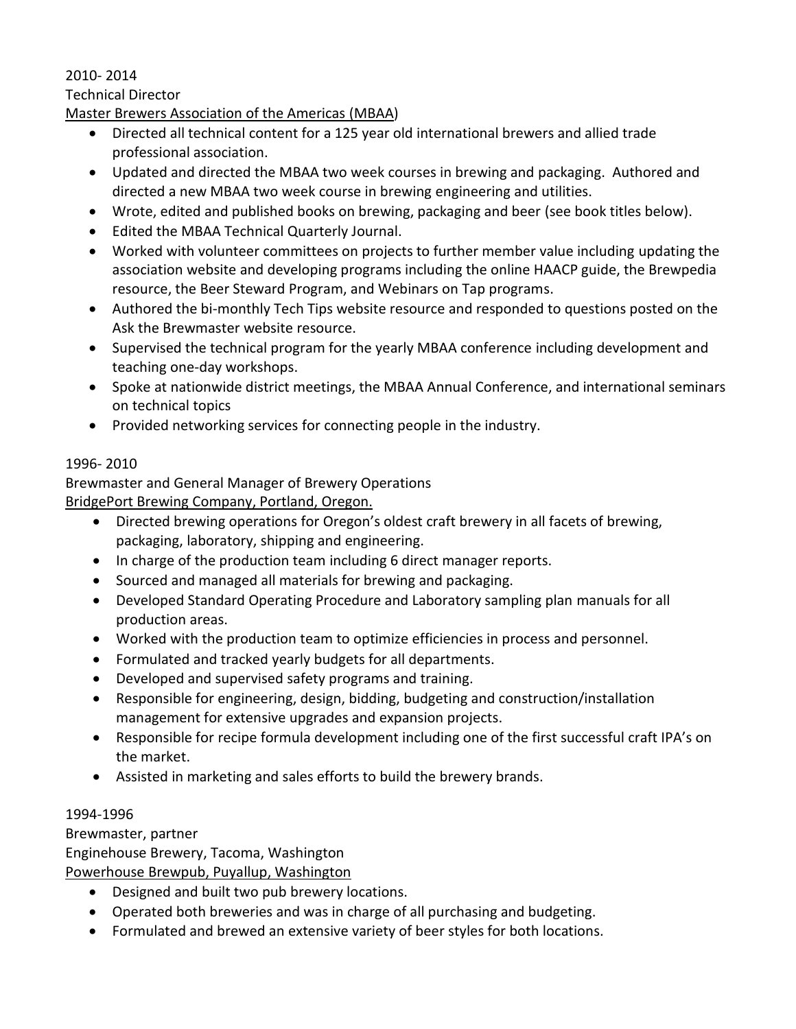2010- 2014

Technical Director

Master Brewers Association of the Americas (MBAA)

- Directed all technical content for a 125 year old international brewers and allied trade professional association.
- Updated and directed the MBAA two week courses in brewing and packaging. Authored and directed a new MBAA two week course in brewing engineering and utilities.
- Wrote, edited and published books on brewing, packaging and beer (see book titles below).
- Edited the MBAA Technical Quarterly Journal.
- Worked with volunteer committees on projects to further member value including updating the association website and developing programs including the online HAACP guide, the Brewpedia resource, the Beer Steward Program, and Webinars on Tap programs.
- Authored the bi-monthly Tech Tips website resource and responded to questions posted on the Ask the Brewmaster website resource.
- Supervised the technical program for the yearly MBAA conference including development and teaching one-day workshops.
- Spoke at nationwide district meetings, the MBAA Annual Conference, and international seminars on technical topics
- Provided networking services for connecting people in the industry.

1996- 2010

Brewmaster and General Manager of Brewery Operations

BridgePort Brewing Company, Portland, Oregon.

- Directed brewing operations for Oregon's oldest craft brewery in all facets of brewing, packaging, laboratory, shipping and engineering.
- In charge of the production team including 6 direct manager reports.
- Sourced and managed all materials for brewing and packaging.
- Developed Standard Operating Procedure and Laboratory sampling plan manuals for all production areas.
- Worked with the production team to optimize efficiencies in process and personnel.
- Formulated and tracked yearly budgets for all departments.
- Developed and supervised safety programs and training.
- Responsible for engineering, design, bidding, budgeting and construction/installation management for extensive upgrades and expansion projects.
- Responsible for recipe formula development including one of the first successful craft IPA's on the market.
- Assisted in marketing and sales efforts to build the brewery brands.

1994-1996

Brewmaster, partner

Enginehouse Brewery, Tacoma, Washington

Powerhouse Brewpub, Puyallup, Washington

- Designed and built two pub brewery locations.
- Operated both breweries and was in charge of all purchasing and budgeting.
- Formulated and brewed an extensive variety of beer styles for both locations.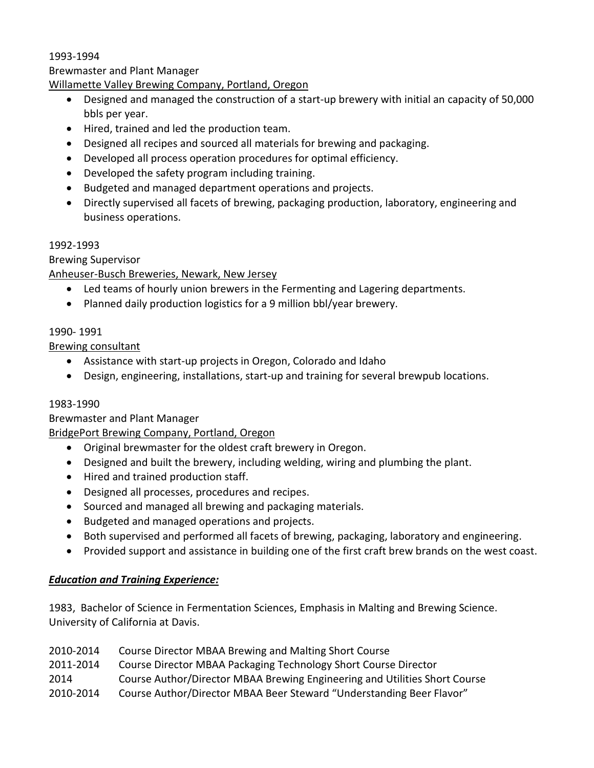1993-1994

Brewmaster and Plant Manager

Willamette Valley Brewing Company, Portland, Oregon

- Designed and managed the construction of a start-up brewery with initial an capacity of 50,000 bbls per year.
- Hired, trained and led the production team.
- Designed all recipes and sourced all materials for brewing and packaging.
- Developed all process operation procedures for optimal efficiency.
- Developed the safety program including training.
- Budgeted and managed department operations and projects.
- Directly supervised all facets of brewing, packaging production, laboratory, engineering and business operations.

1992-1993

Brewing Supervisor

Anheuser-Busch Breweries, Newark, New Jersey

- Led teams of hourly union brewers in the Fermenting and Lagering departments.
- Planned daily production logistics for a 9 million bbl/year brewery.

1990- 1991

Brewing consultant

- Assistance with start-up projects in Oregon, Colorado and Idaho
- Design, engineering, installations, start-up and training for several brewpub locations.

1983-1990

Brewmaster and Plant Manager

BridgePort Brewing Company, Portland, Oregon

- Original brewmaster for the oldest craft brewery in Oregon.
- Designed and built the brewery, including welding, wiring and plumbing the plant.
- Hired and trained production staff.
- Designed all processes, procedures and recipes.
- Sourced and managed all brewing and packaging materials.
- Budgeted and managed operations and projects.
- Both supervised and performed all facets of brewing, packaging, laboratory and engineering.
- Provided support and assistance in building one of the first craft brew brands on the west coast.

## ***Education and Training Experience:***

1983, Bachelor of Science in Fermentation Sciences, Emphasis in Malting and Brewing Science. University of California at Davis.

| | |
|---|---|
| 2010-2014 | Course Director MBAA Brewing and Malting Short Course |
| 2011-2014 | Course Director MBAA Packaging Technology Short Course Director |
| 2014 | Course Author/Director MBAA Brewing Engineering and Utilities Short Course |
| 2010-2014 | Course Author/Director MBAA Beer Steward "Understanding Beer Flavor" |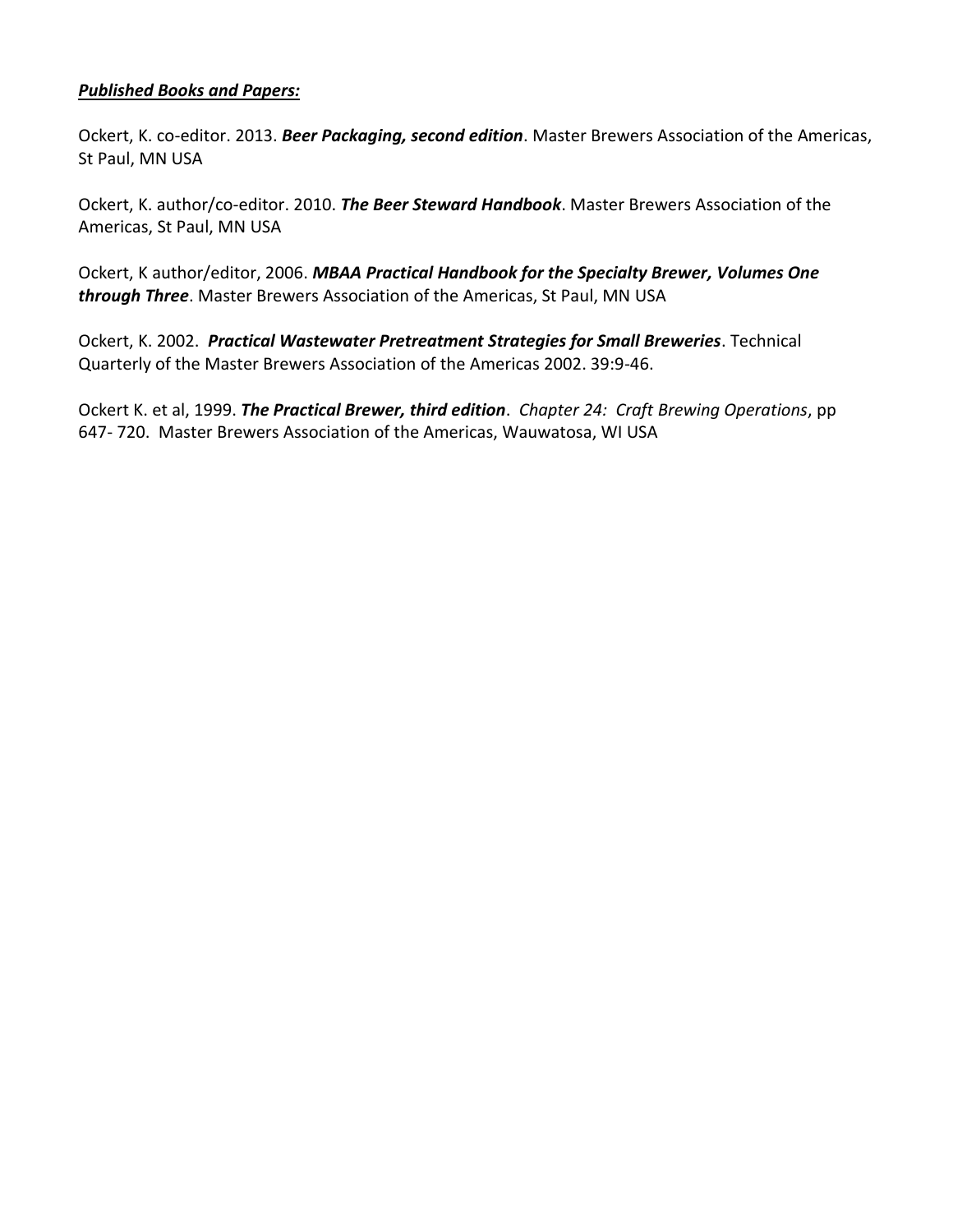***Published Books and Papers:***

Ockert, K. co-editor. 2013. ***Beer Packaging, second edition***. Master Brewers Association of the Americas, St Paul, MN USA

Ockert, K. author/co-editor. 2010. ***The Beer Steward Handbook***. Master Brewers Association of the Americas, St Paul, MN USA

Ockert, K author/editor, 2006. ***MBAA Practical Handbook for the Specialty Brewer, Volumes One through Three***. Master Brewers Association of the Americas, St Paul, MN USA

Ockert, K. 2002. ***Practical Wastewater Pretreatment Strategies for Small Breweries***. Technical Quarterly of the Master Brewers Association of the Americas 2002. 39:9-46.

Ockert K. et al, 1999. ***The Practical Brewer, third edition***. *Chapter 24: Craft Brewing Operations*, pp 647- 720. Master Brewers Association of the Americas, Wauwatosa, WI USA